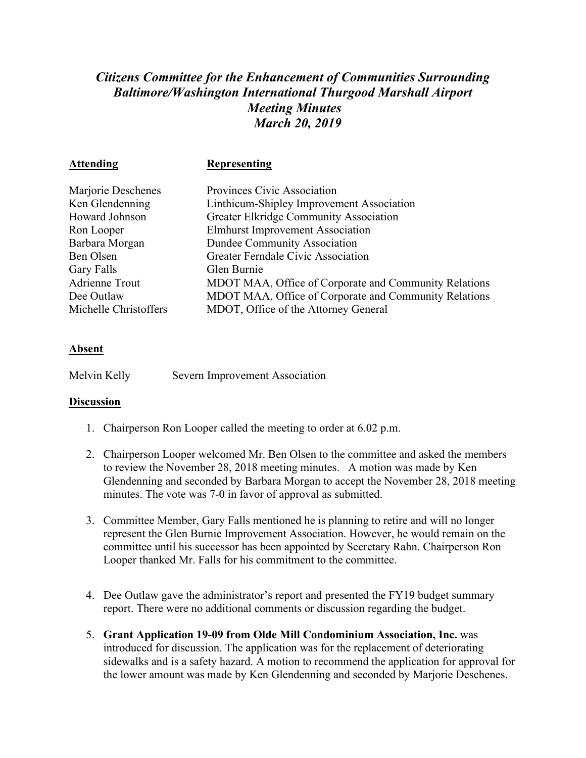# *Citizens Committee for the Enhancement of Communities Surrounding Baltimore/Washington International Thurgood Marshall Airport Meeting Minutes March 20, 2019*

| **Attending** | **Representing** |
|---|---|
| Marjorie Deschenes | Provinces Civic Association |
| Ken Glendenning | Linthicum-Shipley Improvement Association |
| Howard Johnson | Greater Elkridge Community Association |
| Ron Looper | Elmhurst Improvement Association |
| Barbara Morgan | Dundee Community Association |
| Ben Olsen | Greater Ferndale Civic Association |
| Gary Falls | Glen Burnie |
| Adrienne Trout | MDOT MAA, Office of Corporate and Community Relations |
| Dee Outlaw | MDOT MAA, Office of Corporate and Community Relations |
| Michelle Christoffers | MDOT, Office of the Attorney General |

**Absent**

Melvin Kelly Severn Improvement Association

**Discussion**

1. Chairperson Ron Looper called the meeting to order at 6.02 p.m.

2. Chairperson Looper welcomed Mr. Ben Olsen to the committee and asked the members to review the November 28, 2018 meeting minutes. A motion was made by Ken Glendenning and seconded by Barbara Morgan to accept the November 28, 2018 meeting minutes. The vote was 7-0 in favor of approval as submitted.

3. Committee Member, Gary Falls mentioned he is planning to retire and will no longer represent the Glen Burnie Improvement Association. However, he would remain on the committee until his successor has been appointed by Secretary Rahn. Chairperson Ron Looper thanked Mr. Falls for his commitment to the committee.

4. Dee Outlaw gave the administrator's report and presented the FY19 budget summary report. There were no additional comments or discussion regarding the budget.

5. **Grant Application 19-09 from Olde Mill Condominium Association, Inc.** was introduced for discussion. The application was for the replacement of deteriorating sidewalks and is a safety hazard. A motion to recommend the application for approval for the lower amount was made by Ken Glendenning and seconded by Marjorie Deschenes.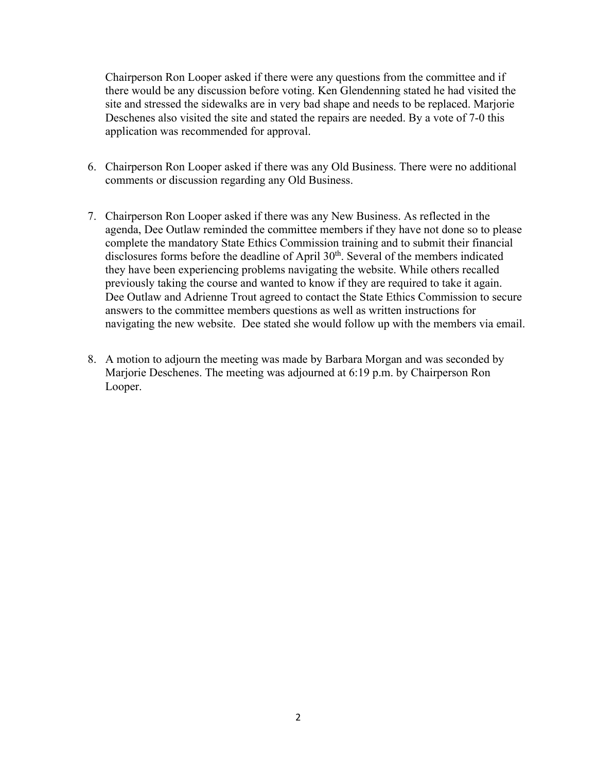Chairperson Ron Looper asked if there were any questions from the committee and if there would be any discussion before voting. Ken Glendenning stated he had visited the site and stressed the sidewalks are in very bad shape and needs to be replaced. Marjorie Deschenes also visited the site and stated the repairs are needed. By a vote of 7-0 this application was recommended for approval.

6. Chairperson Ron Looper asked if there was any Old Business. There were no additional comments or discussion regarding any Old Business.

7. Chairperson Ron Looper asked if there was any New Business. As reflected in the agenda, Dee Outlaw reminded the committee members if they have not done so to please complete the mandatory State Ethics Commission training and to submit their financial disclosures forms before the deadline of April 30th. Several of the members indicated they have been experiencing problems navigating the website. While others recalled previously taking the course and wanted to know if they are required to take it again. Dee Outlaw and Adrienne Trout agreed to contact the State Ethics Commission to secure answers to the committee members questions as well as written instructions for navigating the new website. Dee stated she would follow up with the members via email.

8. A motion to adjourn the meeting was made by Barbara Morgan and was seconded by Marjorie Deschenes. The meeting was adjourned at 6:19 p.m. by Chairperson Ron Looper.